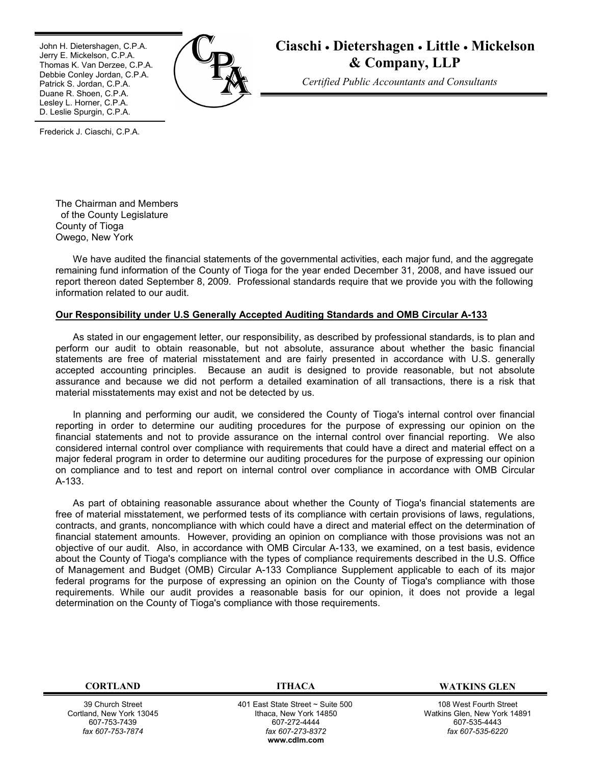John H. Dietershagen, C.P.A.
Jerry E. Mickelson, C.P.A.
Thomas K. Van Derzee, C.P.A.
Debbie Conley Jordan, C.P.A.
Patrick S. Jordan, C.P.A.
Duane R. Shoen, C.P.A.
Lesley L. Horner, C.P.A.
D. Leslie Spurgin, C.P.A.

Frederick J. Ciaschi, C.P.A.

# Ciaschi • Dietershagen • Little • Mickelson & Company, LLP

*Certified Public Accountants and Consultants*

The Chairman and Members
of the County Legislature
County of Tioga
Owego, New York

We have audited the financial statements of the governmental activities, each major fund, and the aggregate remaining fund information of the County of Tioga for the year ended December 31, 2008, and have issued our report thereon dated September 8, 2009. Professional standards require that we provide you with the following information related to our audit.

**Our Responsibility under U.S Generally Accepted Auditing Standards and OMB Circular A-133**

As stated in our engagement letter, our responsibility, as described by professional standards, is to plan and perform our audit to obtain reasonable, but not absolute, assurance about whether the basic financial statements are free of material misstatement and are fairly presented in accordance with U.S. generally accepted accounting principles. Because an audit is designed to provide reasonable, but not absolute assurance and because we did not perform a detailed examination of all transactions, there is a risk that material misstatements may exist and not be detected by us.

In planning and performing our audit, we considered the County of Tioga's internal control over financial reporting in order to determine our auditing procedures for the purpose of expressing our opinion on the financial statements and not to provide assurance on the internal control over financial reporting. We also considered internal control over compliance with requirements that could have a direct and material effect on a major federal program in order to determine our auditing procedures for the purpose of expressing our opinion on compliance and to test and report on internal control over compliance in accordance with OMB Circular A-133.

As part of obtaining reasonable assurance about whether the County of Tioga's financial statements are free of material misstatement, we performed tests of its compliance with certain provisions of laws, regulations, contracts, and grants, noncompliance with which could have a direct and material effect on the determination of financial statement amounts. However, providing an opinion on compliance with those provisions was not an objective of our audit. Also, in accordance with OMB Circular A-133, we examined, on a test basis, evidence about the County of Tioga's compliance with the types of compliance requirements described in the U.S. Office of Management and Budget (OMB) Circular A-133 Compliance Supplement applicable to each of its major federal programs for the purpose of expressing an opinion on the County of Tioga's compliance with those requirements. While our audit provides a reasonable basis for our opinion, it does not provide a legal determination on the County of Tioga's compliance with those requirements.

| CORTLAND | ITHACA | WATKINS GLEN |
|---|---|---|
| 39 Church Street | 401 East State Street ~ Suite 500 | 108 West Fourth Street |
| Cortland, New York 13045 | Ithaca, New York 14850 | Watkins Glen, New York 14891 |
| 607-753-7439 | 607-272-4444 | 607-535-4443 |
| *fax 607-753-7874* | *fax 607-273-8372* | *fax 607-535-6220* |
| | **www.cdlm.com** | |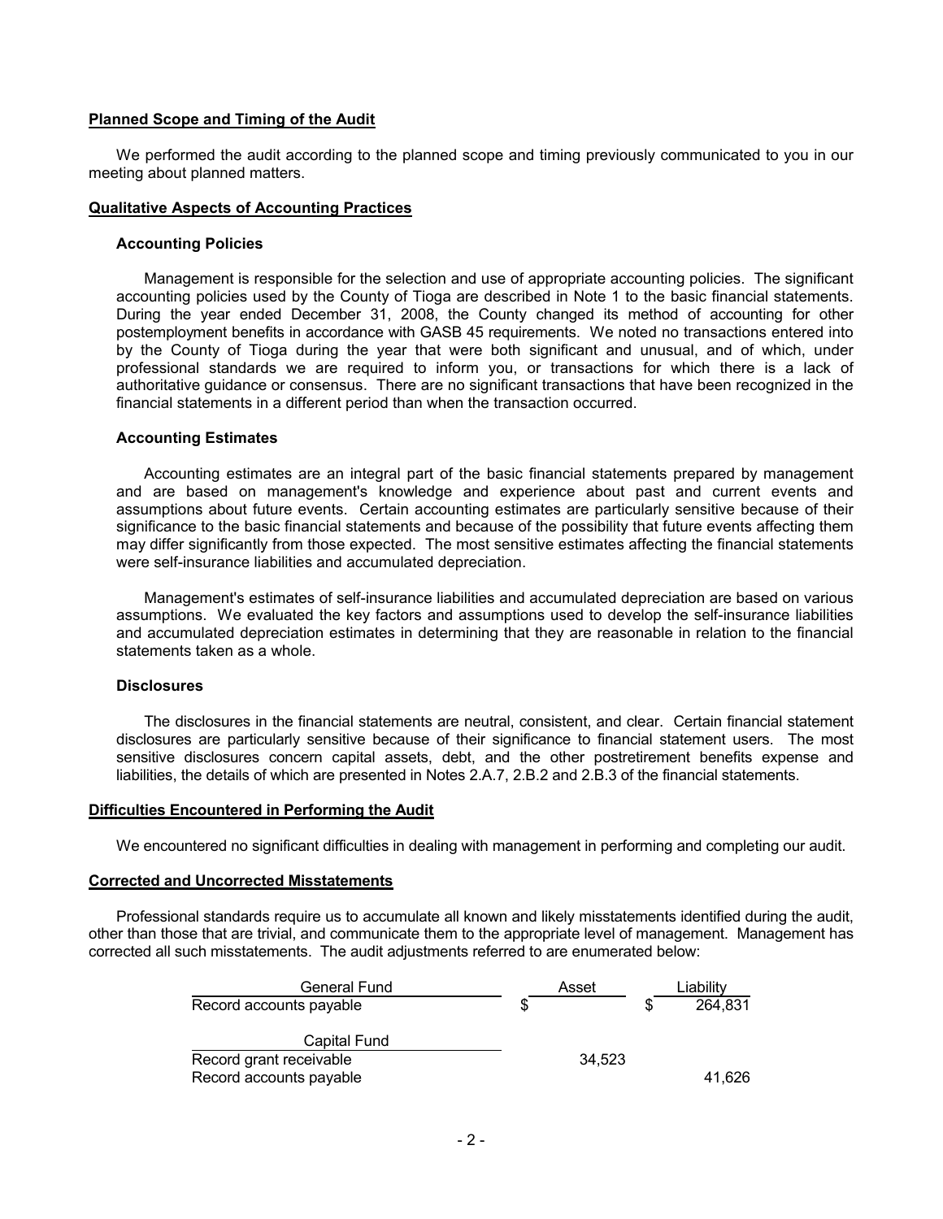## Planned Scope and Timing of the Audit

We performed the audit according to the planned scope and timing previously communicated to you in our meeting about planned matters.

## Qualitative Aspects of Accounting Practices

### Accounting Policies

Management is responsible for the selection and use of appropriate accounting policies. The significant accounting policies used by the County of Tioga are described in Note 1 to the basic financial statements. During the year ended December 31, 2008, the County changed its method of accounting for other postemployment benefits in accordance with GASB 45 requirements. We noted no transactions entered into by the County of Tioga during the year that were both significant and unusual, and of which, under professional standards we are required to inform you, or transactions for which there is a lack of authoritative guidance or consensus. There are no significant transactions that have been recognized in the financial statements in a different period than when the transaction occurred.

### Accounting Estimates

Accounting estimates are an integral part of the basic financial statements prepared by management and are based on management's knowledge and experience about past and current events and assumptions about future events. Certain accounting estimates are particularly sensitive because of their significance to the basic financial statements and because of the possibility that future events affecting them may differ significantly from those expected. The most sensitive estimates affecting the financial statements were self-insurance liabilities and accumulated depreciation.

Management's estimates of self-insurance liabilities and accumulated depreciation are based on various assumptions. We evaluated the key factors and assumptions used to develop the self-insurance liabilities and accumulated depreciation estimates in determining that they are reasonable in relation to the financial statements taken as a whole.

### Disclosures

The disclosures in the financial statements are neutral, consistent, and clear. Certain financial statement disclosures are particularly sensitive because of their significance to financial statement users. The most sensitive disclosures concern capital assets, debt, and the other postretirement benefits expense and liabilities, the details of which are presented in Notes 2.A.7, 2.B.2 and 2.B.3 of the financial statements.

## Difficulties Encountered in Performing the Audit

We encountered no significant difficulties in dealing with management in performing and completing our audit.

## Corrected and Uncorrected Misstatements

Professional standards require us to accumulate all known and likely misstatements identified during the audit, other than those that are trivial, and communicate them to the appropriate level of management. Management has corrected all such misstatements. The audit adjustments referred to are enumerated below:

| General Fund | Asset | Liability |
|---|---|---|
| Record accounts payable | $ | $ 264,831 |
| **Capital Fund** | | |
| Record grant receivable | 34,523 | |
| Record accounts payable | | 41,626 |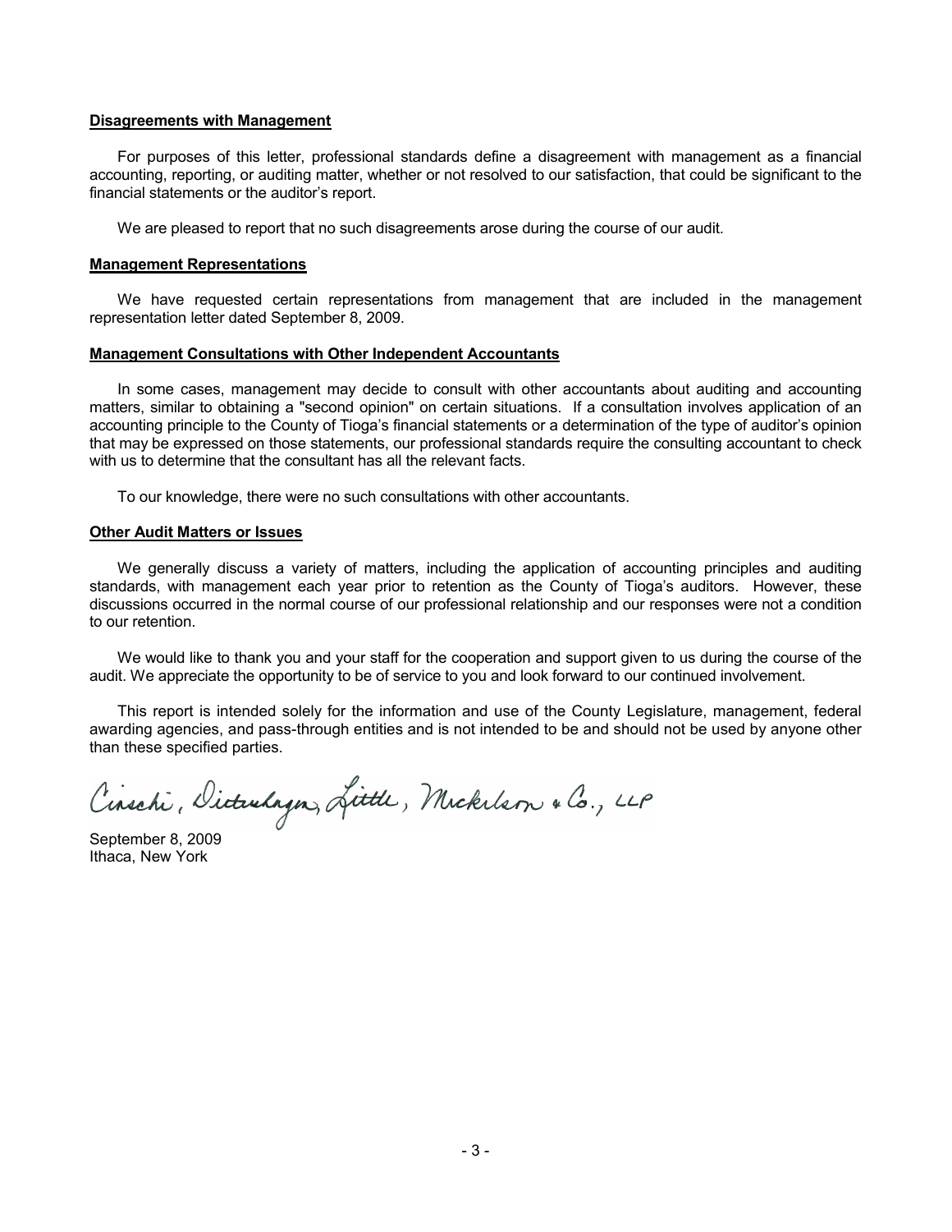**Disagreements with Management**

For purposes of this letter, professional standards define a disagreement with management as a financial accounting, reporting, or auditing matter, whether or not resolved to our satisfaction, that could be significant to the financial statements or the auditor's report.

We are pleased to report that no such disagreements arose during the course of our audit.

**Management Representations**

We have requested certain representations from management that are included in the management representation letter dated September 8, 2009.

**Management Consultations with Other Independent Accountants**

In some cases, management may decide to consult with other accountants about auditing and accounting matters, similar to obtaining a "second opinion" on certain situations. If a consultation involves application of an accounting principle to the County of Tioga's financial statements or a determination of the type of auditor's opinion that may be expressed on those statements, our professional standards require the consulting accountant to check with us to determine that the consultant has all the relevant facts.

To our knowledge, there were no such consultations with other accountants.

**Other Audit Matters or Issues**

We generally discuss a variety of matters, including the application of accounting principles and auditing standards, with management each year prior to retention as the County of Tioga's auditors. However, these discussions occurred in the normal course of our professional relationship and our responses were not a condition to our retention.

We would like to thank you and your staff for the cooperation and support given to us during the course of the audit. We appreciate the opportunity to be of service to you and look forward to our continued involvement.

This report is intended solely for the information and use of the County Legislature, management, federal awarding agencies, and pass-through entities and is not intended to be and should not be used by anyone other than these specified parties.

Ciaschi, Dietershagen, Little, Mickelson & Co., LLP

September 8, 2009
Ithaca, New York